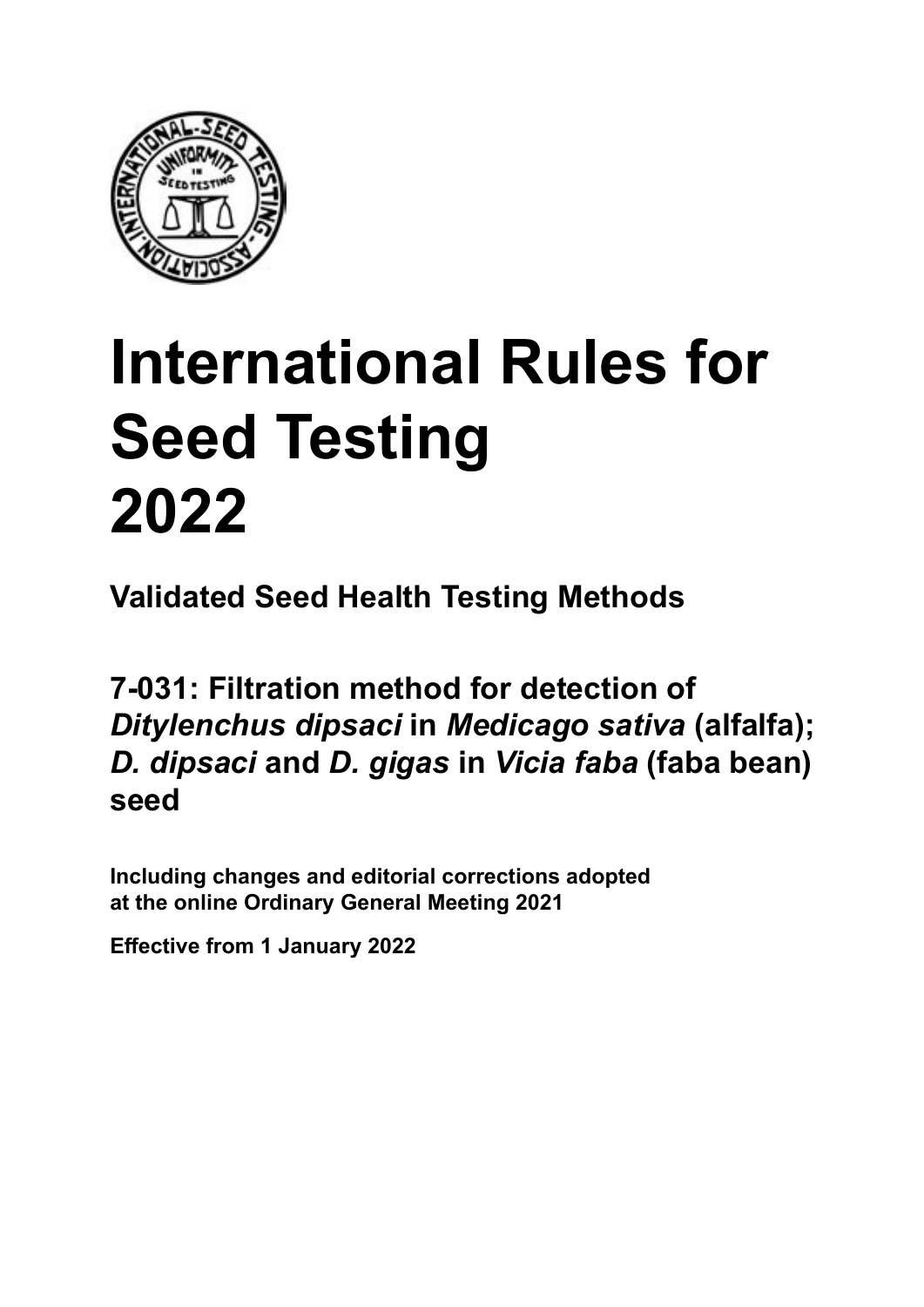# International Rules for Seed Testing 2022

## Validated Seed Health Testing Methods

## 7-031: Filtration method for detection of *Ditylenchus dipsaci* in *Medicago sativa* (alfalfa); *D. dipsaci* and *D. gigas* in *Vicia faba* (faba bean) seed

**Including changes and editorial corrections adopted at the online Ordinary General Meeting 2021**

**Effective from 1 January 2022**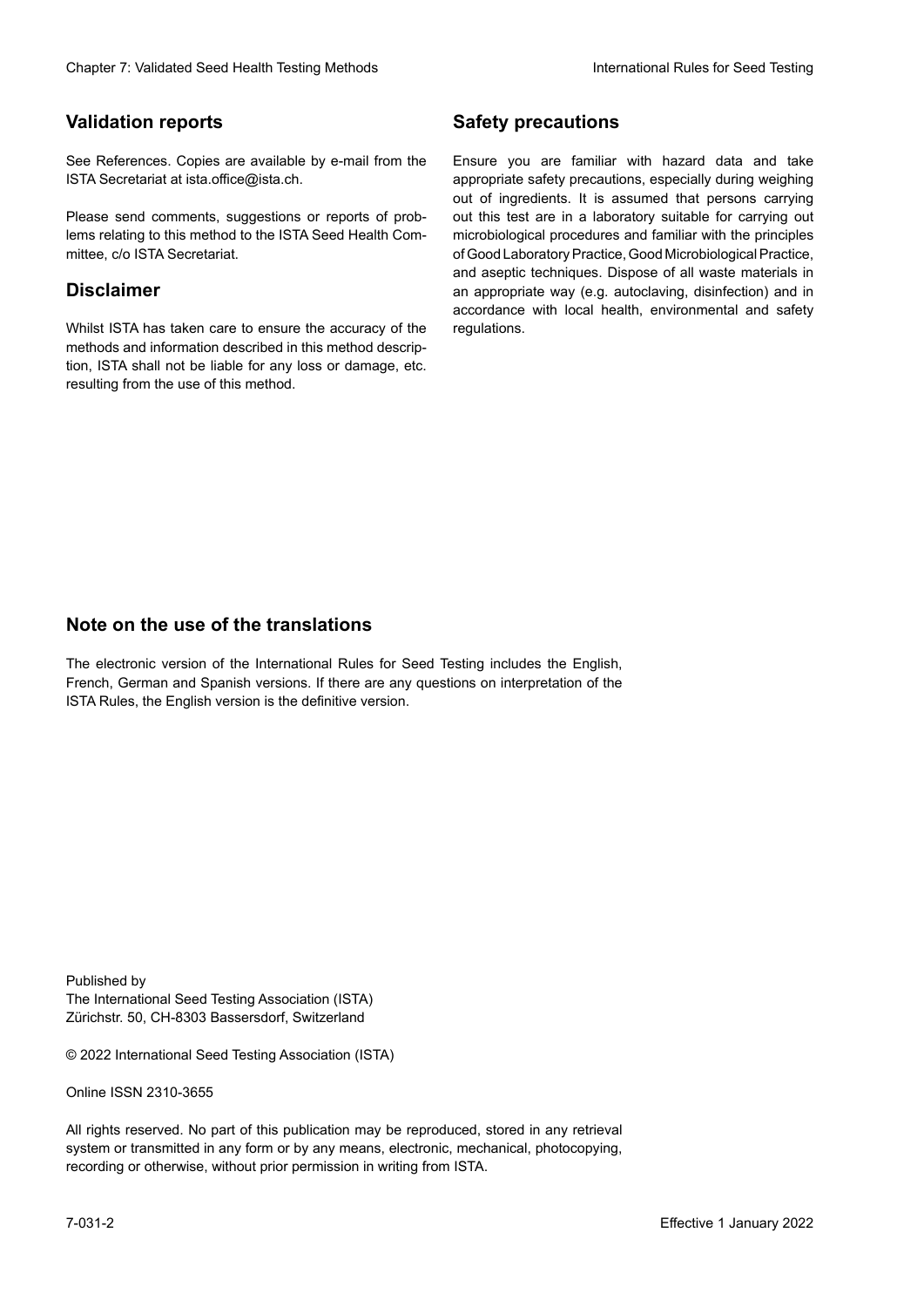## Validation reports

See References. Copies are available by e-mail from the ISTA Secretariat at ista.office@ista.ch.

Please send comments, suggestions or reports of problems relating to this method to the ISTA Seed Health Committee, c/o ISTA Secretariat.

## Disclaimer

Whilst ISTA has taken care to ensure the accuracy of the methods and information described in this method description, ISTA shall not be liable for any loss or damage, etc. resulting from the use of this method.

## Safety precautions

Ensure you are familiar with hazard data and take appropriate safety precautions, especially during weighing out of ingredients. It is assumed that persons carrying out this test are in a laboratory suitable for carrying out microbiological procedures and familiar with the principles of Good Laboratory Practice, Good Microbiological Practice, and aseptic techniques. Dispose of all waste materials in an appropriate way (e.g. autoclaving, disinfection) and in accordance with local health, environmental and safety regulations.

## Note on the use of the translations

The electronic version of the International Rules for Seed Testing includes the English, French, German and Spanish versions. If there are any questions on interpretation of the ISTA Rules, the English version is the definitive version.

Published by
The International Seed Testing Association (ISTA)
Zürichstr. 50, CH-8303 Bassersdorf, Switzerland

© 2022 International Seed Testing Association (ISTA)

Online ISSN 2310-3655

All rights reserved. No part of this publication may be reproduced, stored in any retrieval system or transmitted in any form or by any means, electronic, mechanical, photocopying, recording or otherwise, without prior permission in writing from ISTA.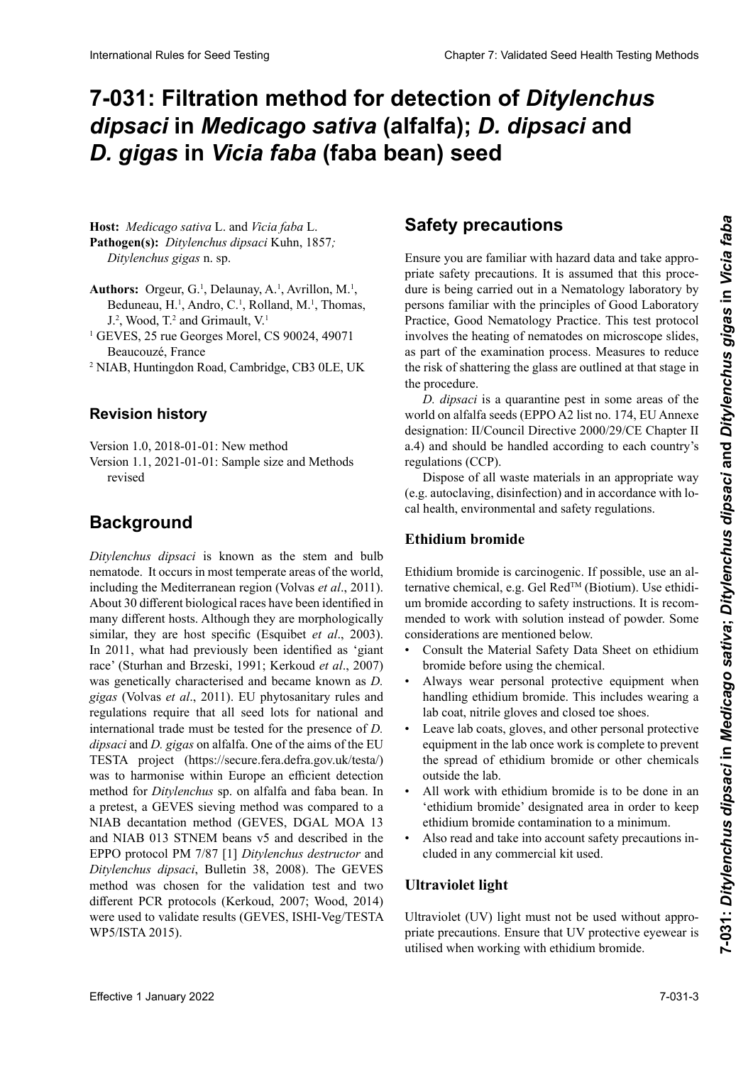# 7-031: Filtration method for detection of *Ditylenchus dipsaci* in *Medicago sativa* (alfalfa); *D. dipsaci* and *D. gigas* in *Vicia faba* (faba bean) seed

**Host:** *Medicago sativa* L. and *Vicia faba* L.
**Pathogen(s):** *Ditylenchus dipsaci* Kuhn, 1857; *Ditylenchus gigas* n. sp.

**Authors:** Orgeur, G.[1], Delaunay, A.[1], Avrillon, M.[1], Beduneau, H.[1], Andro, C.[1], Rolland, M.[1], Thomas, J.[2], Wood, T.[2] and Grimault, V.[1]

[1] GEVES, 25 rue Georges Morel, CS 90024, 49071 Beaucouzé, France
[2] NIAB, Huntingdon Road, Cambridge, CB3 0LE, UK

### Revision history

Version 1.0, 2018-01-01: New method
Version 1.1, 2021-01-01: Sample size and Methods revised

## Background

*Ditylenchus dipsaci* is known as the stem and bulb nematode. It occurs in most temperate areas of the world, including the Mediterranean region (Volvas *et al*., 2011). About 30 different biological races have been identified in many different hosts. Although they are morphologically similar, they are host specific (Esquibet *et al*., 2003). In 2011, what had previously been identified as 'giant race' (Sturhan and Brzeski, 1991; Kerkoud *et al*., 2007) was genetically characterised and became known as *D. gigas* (Volvas *et al*., 2011). EU phytosanitary rules and regulations require that all seed lots for national and international trade must be tested for the presence of *D. dipsaci* and *D. gigas* on alfalfa. One of the aims of the EU TESTA project (https://secure.fera.defra.gov.uk/testa/) was to harmonise within Europe an efficient detection method for *Ditylenchus* sp. on alfalfa and faba bean. In a pretest, a GEVES sieving method was compared to a NIAB decantation method (GEVES, DGAL MOA 13 and NIAB 013 STNEM beans v5 and described in the EPPO protocol PM 7/87 [1] *Ditylenchus destructor* and *Ditylenchus dipsaci*, Bulletin 38, 2008). The GEVES method was chosen for the validation test and two different PCR protocols (Kerkoud, 2007; Wood, 2014) were used to validate results (GEVES, ISHI-Veg/TESTA WP5/ISTA 2015).

## Safety precautions

Ensure you are familiar with hazard data and take appropriate safety precautions. It is assumed that this procedure is being carried out in a Nematology laboratory by persons familiar with the principles of Good Laboratory Practice, Good Nematology Practice. This test protocol involves the heating of nematodes on microscope slides, as part of the examination process. Measures to reduce the risk of shattering the glass are outlined at that stage in the procedure.

*D. dipsaci* is a quarantine pest in some areas of the world on alfalfa seeds (EPPO A2 list no. 174, EU Annexe designation: II/Council Directive 2000/29/CE Chapter II a.4) and should be handled according to each country's regulations (CCP).

Dispose of all waste materials in an appropriate way (e.g. autoclaving, disinfection) and in accordance with local health, environmental and safety regulations.

### Ethidium bromide

Ethidium bromide is carcinogenic. If possible, use an alternative chemical, e.g. Gel Red™ (Biotium). Use ethidium bromide according to safety instructions. It is recommended to work with solution instead of powder. Some considerations are mentioned below.

- Consult the Material Safety Data Sheet on ethidium bromide before using the chemical.
- Always wear personal protective equipment when handling ethidium bromide. This includes wearing a lab coat, nitrile gloves and closed toe shoes.
- Leave lab coats, gloves, and other personal protective equipment in the lab once work is complete to prevent the spread of ethidium bromide or other chemicals outside the lab.
- All work with ethidium bromide is to be done in an 'ethidium bromide' designated area in order to keep ethidium bromide contamination to a minimum.
- Also read and take into account safety precautions included in any commercial kit used.

### Ultraviolet light

Ultraviolet (UV) light must not be used without appropriate precautions. Ensure that UV protective eyewear is utilised when working with ethidium bromide.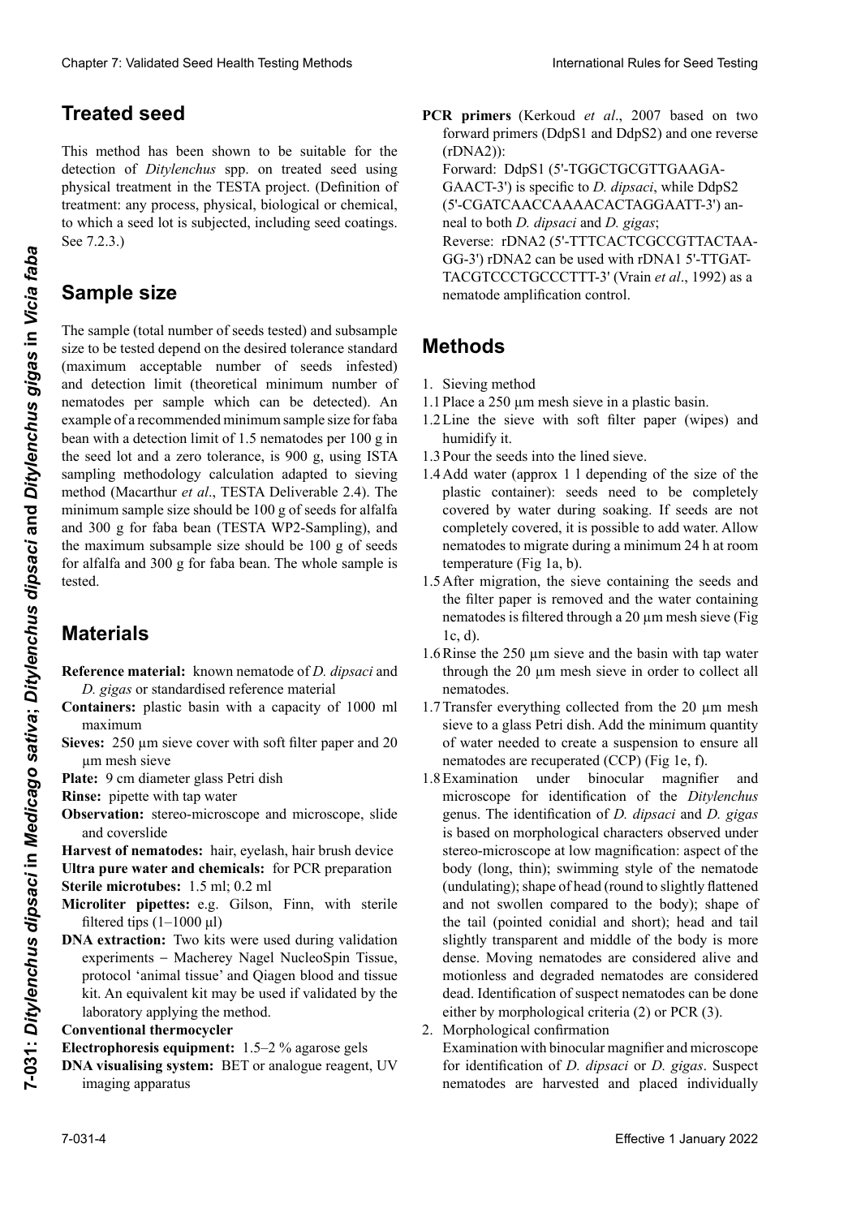## Treated seed

This method has been shown to be suitable for the detection of *Ditylenchus* spp. on treated seed using physical treatment in the TESTA project. (Definition of treatment: any process, physical, biological or chemical, to which a seed lot is subjected, including seed coatings. See 7.2.3.)

## Sample size

The sample (total number of seeds tested) and subsample size to be tested depend on the desired tolerance standard (maximum acceptable number of seeds infested) and detection limit (theoretical minimum number of nematodes per sample which can be detected). An example of a recommended minimum sample size for faba bean with a detection limit of 1.5 nematodes per 100 g in the seed lot and a zero tolerance, is 900 g, using ISTA sampling methodology calculation adapted to sieving method (Macarthur *et al*., TESTA Deliverable 2.4). The minimum sample size should be 100 g of seeds for alfalfa and 300 g for faba bean (TESTA WP2-Sampling), and the maximum subsample size should be 100 g of seeds for alfalfa and 300 g for faba bean. The whole sample is tested.

## Materials

**Reference material:** known nematode of *D. dipsaci* and *D. gigas* or standardised reference material

**Containers:** plastic basin with a capacity of 1000 ml maximum

**Sieves:** 250 µm sieve cover with soft filter paper and 20 µm mesh sieve

**Plate:** 9 cm diameter glass Petri dish

**Rinse:** pipette with tap water

**Observation:** stereo-microscope and microscope, slide and coverslide

**Harvest of nematodes:** hair, eyelash, hair brush device

**Ultra pure water and chemicals:** for PCR preparation

**Sterile microtubes:** 1.5 ml; 0.2 ml

**Microliter pipettes:** e.g. Gilson, Finn, with sterile filtered tips (1–1000 µl)

**DNA extraction:** Two kits were used during validation experiments – Macherey Nagel NucleoSpin Tissue, protocol 'animal tissue' and Qiagen blood and tissue kit. An equivalent kit may be used if validated by the laboratory applying the method.

**Conventional thermocycler**

**Electrophoresis equipment:** 1.5–2 % agarose gels

**DNA visualising system:** BET or analogue reagent, UV imaging apparatus

**PCR primers** (Kerkoud *et al*., 2007 based on two forward primers (DdpS1 and DdpS2) and one reverse (rDNA2)):
Forward: DdpS1 (5'-TGGCTGCGTTGAAGA-GAACT-3') is specific to *D. dipsaci*, while DdpS2 (5'-CGATCAACCAAAACACTAGGAATT-3') anneal to both *D. dipsaci* and *D. gigas*;
Reverse: rDNA2 (5'-TTTCACTCGCCGTTACTAA-GG-3') rDNA2 can be used with rDNA1 5'-TTGAT-TACGTCCCTGCCCTTT-3' (Vrain *et al*., 1992) as a nematode amplification control.

## Methods

1. Sieving method

1.1 Place a 250 µm mesh sieve in a plastic basin.

1.2 Line the sieve with soft filter paper (wipes) and humidify it.

1.3 Pour the seeds into the lined sieve.

1.4 Add water (approx 1 l depending of the size of the plastic container): seeds need to be completely covered by water during soaking. If seeds are not completely covered, it is possible to add water. Allow nematodes to migrate during a minimum 24 h at room temperature (Fig 1a, b).

1.5 After migration, the sieve containing the seeds and the filter paper is removed and the water containing nematodes is filtered through a 20 µm mesh sieve (Fig 1c, d).

1.6 Rinse the 250 µm sieve and the basin with tap water through the 20 µm mesh sieve in order to collect all nematodes.

1.7 Transfer everything collected from the 20 µm mesh sieve to a glass Petri dish. Add the minimum quantity of water needed to create a suspension to ensure all nematodes are recuperated (CCP) (Fig 1e, f).

1.8 Examination under binocular magnifier and microscope for identification of the *Ditylenchus* genus. The identification of *D. dipsaci* and *D. gigas* is based on morphological characters observed under stereo-microscope at low magnification: aspect of the body (long, thin); swimming style of the nematode (undulating); shape of head (round to slightly flattened and not swollen compared to the body); shape of the tail (pointed conidial and short); head and tail slightly transparent and middle of the body is more dense. Moving nematodes are considered alive and motionless and degraded nematodes are considered dead. Identification of suspect nematodes can be done either by morphological criteria (2) or PCR (3).

2. Morphological confirmation
Examination with binocular magnifier and microscope for identification of *D. dipsaci* or *D. gigas*. Suspect nematodes are harvested and placed individually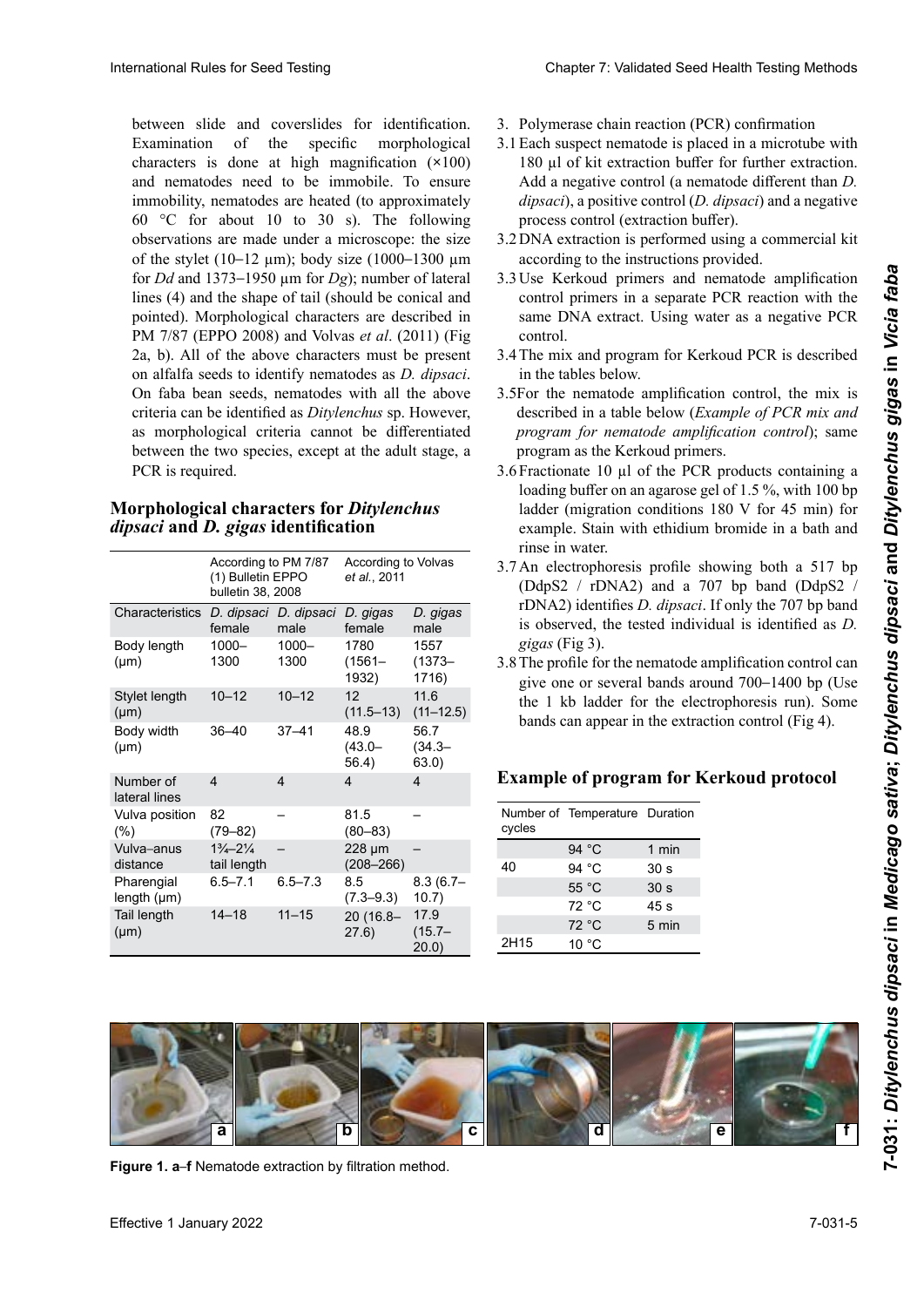between slide and coverslides for identification. Examination of the specific morphological characters is done at high magnification (×100) and nematodes need to be immobile. To ensure immobility, nematodes are heated (to approximately 60 °C for about 10 to 30 s). The following observations are made under a microscope: the size of the stylet (10–12 µm); body size (1000–1300 µm for *Dd* and 1373–1950 µm for *Dg*); number of lateral lines (4) and the shape of tail (should be conical and pointed). Morphological characters are described in PM 7/87 (EPPO 2008) and Volvas *et al*. (2011) (Fig 2a, b). All of the above characters must be present on alfalfa seeds to identify nematodes as *D. dipsaci*. On faba bean seeds, nematodes with all the above criteria can be identified as *Ditylenchus* sp. However, as morphological criteria cannot be differentiated between the two species, except at the adult stage, a PCR is required.

## Morphological characters for *Ditylenchus dipsaci* and *D. gigas* identification

| | According to PM 7/87 (1) Bulletin EPPO bulletin 38, 2008 | | According to Volvas *et al*., 2011 | |
|---|---|---|---|---|
| Characteristics | *D. dipsaci* female | *D. dipsaci* male | *D. gigas* female | *D. gigas* male |
| Body length (µm) | 1000–1300 | 1000–1300 | 1780 (1561–1932) | 1557 (1373–1716) |
| Stylet length (µm) | 10–12 | 10–12 | 12 (11.5–13) | 11.6 (11–12.5) |
| Body width (µm) | 36–40 | 37–41 | 48.9 (43.0–56.4) | 56.7 (34.3–63.0) |
| Number of lateral lines | 4 | 4 | 4 | 4 |
| Vulva position (%) | 82 (79–82) | – | 81.5 (80–83) | – |
| Vulva–anus distance | 1¾–2¼ tail length | – | 228 µm (208–266) | – |
| Pharengial length (µm) | 6.5–7.1 | 6.5–7.3 | 8.5 (7.3–9.3) | 8.3 (6.7–10.7) |
| Tail length (µm) | 14–18 | 11–15 | 20 (16.8–27.6) | 17.9 (15.7–20.0) |

3. Polymerase chain reaction (PCR) confirmation

3.1 Each suspect nematode is placed in a microtube with 180 µl of kit extraction buffer for further extraction. Add a negative control (a nematode different than *D. dipsaci*), a positive control (*D. dipsaci*) and a negative process control (extraction buffer).

3.2 DNA extraction is performed using a commercial kit according to the instructions provided.

3.3 Use Kerkoud primers and nematode amplification control primers in a separate PCR reaction with the same DNA extract. Using water as a negative PCR control.

3.4 The mix and program for Kerkoud PCR is described in the tables below.

3.5 For the nematode amplification control, the mix is described in a table below (*Example of PCR mix and program for nematode amplification control*); same program as the Kerkoud primers.

3.6 Fractionate 10 µl of the PCR products containing a loading buffer on an agarose gel of 1.5 %, with 100 bp ladder (migration conditions 180 V for 45 min) for example. Stain with ethidium bromide in a bath and rinse in water.

3.7 An electrophoresis profile showing both a 517 bp (DdpS2 / rDNA2) and a 707 bp band (DdpS2 / rDNA2) identifies *D. dipsaci*. If only the 707 bp band is observed, the tested individual is identified as *D. gigas* (Fig 3).

3.8 The profile for the nematode amplification control can give one or several bands around 700–1400 bp (Use the 1 kb ladder for the electrophoresis run). Some bands can appear in the extraction control (Fig 4).

## Example of program for Kerkoud protocol

| Number of cycles | Temperature | Duration |
|---|---|---|
| | 94 °C | 1 min |
| 40 | 94 °C | 30 s |
| | 55 °C | 30 s |
| | 72 °C | 45 s |
| | 72 °C | 5 min |
| 2H15 | 10 °C | |

**Figure 1. a–f** Nematode extraction by filtration method.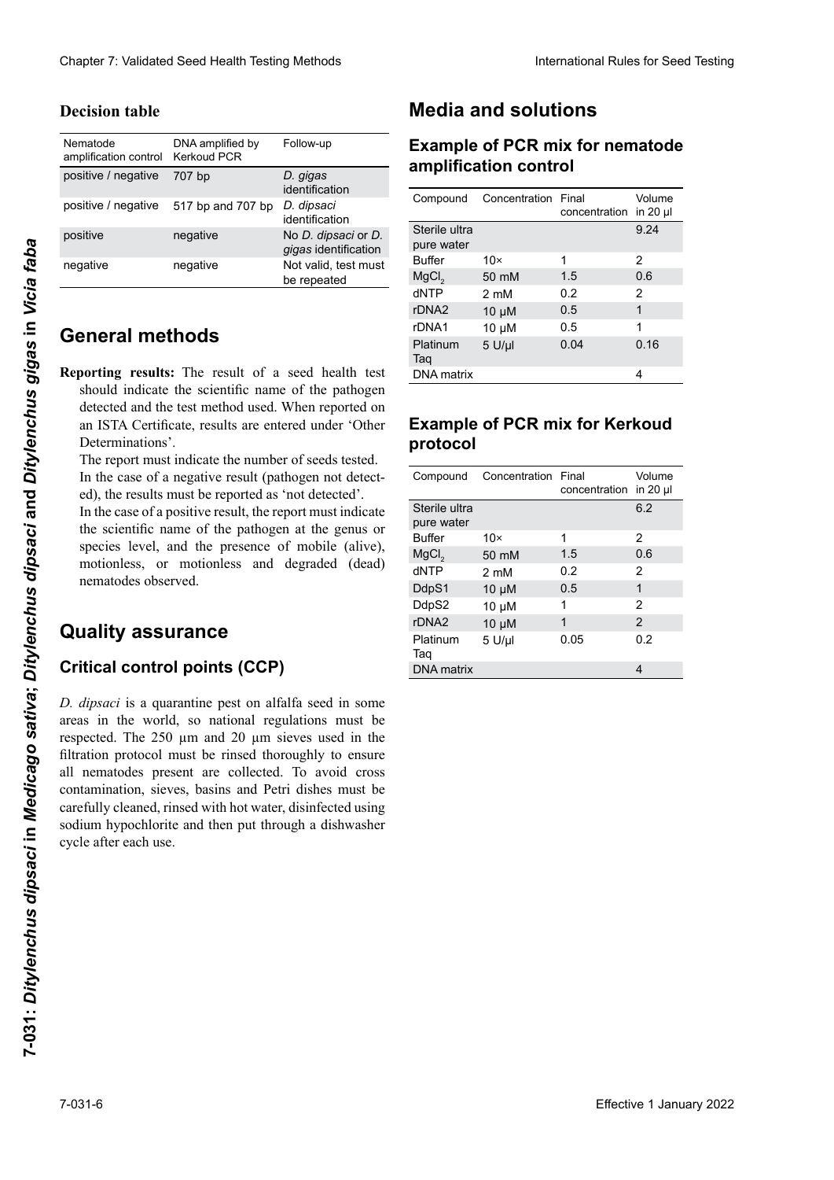### Decision table

| Nematode amplification control | DNA amplified by Kerkoud PCR | Follow-up |
|---|---|---|
| positive / negative | 707 bp | *D. gigas* identification |
| positive / negative | 517 bp and 707 bp | *D. dipsaci* identification |
| positive | negative | No *D. dipsaci* or *D. gigas* identification |
| negative | negative | Not valid, test must be repeated |

## General methods

**Reporting results:** The result of a seed health test should indicate the scientific name of the pathogen detected and the test method used. When reported on an ISTA Certificate, results are entered under 'Other Determinations'.

The report must indicate the number of seeds tested.

In the case of a negative result (pathogen not detected), the results must be reported as 'not detected'.

In the case of a positive result, the report must indicate the scientific name of the pathogen at the genus or species level, and the presence of mobile (alive), motionless, or motionless and degraded (dead) nematodes observed.

## Quality assurance

### Critical control points (CCP)

*D. dipsaci* is a quarantine pest on alfalfa seed in some areas in the world, so national regulations must be respected. The 250 µm and 20 µm sieves used in the filtration protocol must be rinsed thoroughly to ensure all nematodes present are collected. To avoid cross contamination, sieves, basins and Petri dishes must be carefully cleaned, rinsed with hot water, disinfected using sodium hypochlorite and then put through a dishwasher cycle after each use.

## Media and solutions

### Example of PCR mix for nematode amplification control

| Compound | Concentration | Final concentration | Volume in 20 µl |
|---|---|---|---|
| Sterile ultra pure water | | | 9.24 |
| Buffer | 10× | 1 | 2 |
| $MgCl_2$ | 50 mM | 1.5 | 0.6 |
| dNTP | 2 mM | 0.2 | 2 |
| rDNA2 | 10 µM | 0.5 | 1 |
| rDNA1 | 10 µM | 0.5 | 1 |
| Platinum Taq | 5 U/µl | 0.04 | 0.16 |
| DNA matrix | | | 4 |

### Example of PCR mix for Kerkoud protocol

| Compound | Concentration | Final concentration | Volume in 20 µl |
|---|---|---|---|
| Sterile ultra pure water | | | 6.2 |
| Buffer | 10× | 1 | 2 |
| $MgCl_2$ | 50 mM | 1.5 | 0.6 |
| dNTP | 2 mM | 0.2 | 2 |
| DdpS1 | 10 µM | 0.5 | 1 |
| DdpS2 | 10 µM | 1 | 2 |
| rDNA2 | 10 µM | 1 | 2 |
| Platinum Taq | 5 U/µl | 0.05 | 0.2 |
| DNA matrix | | | 4 |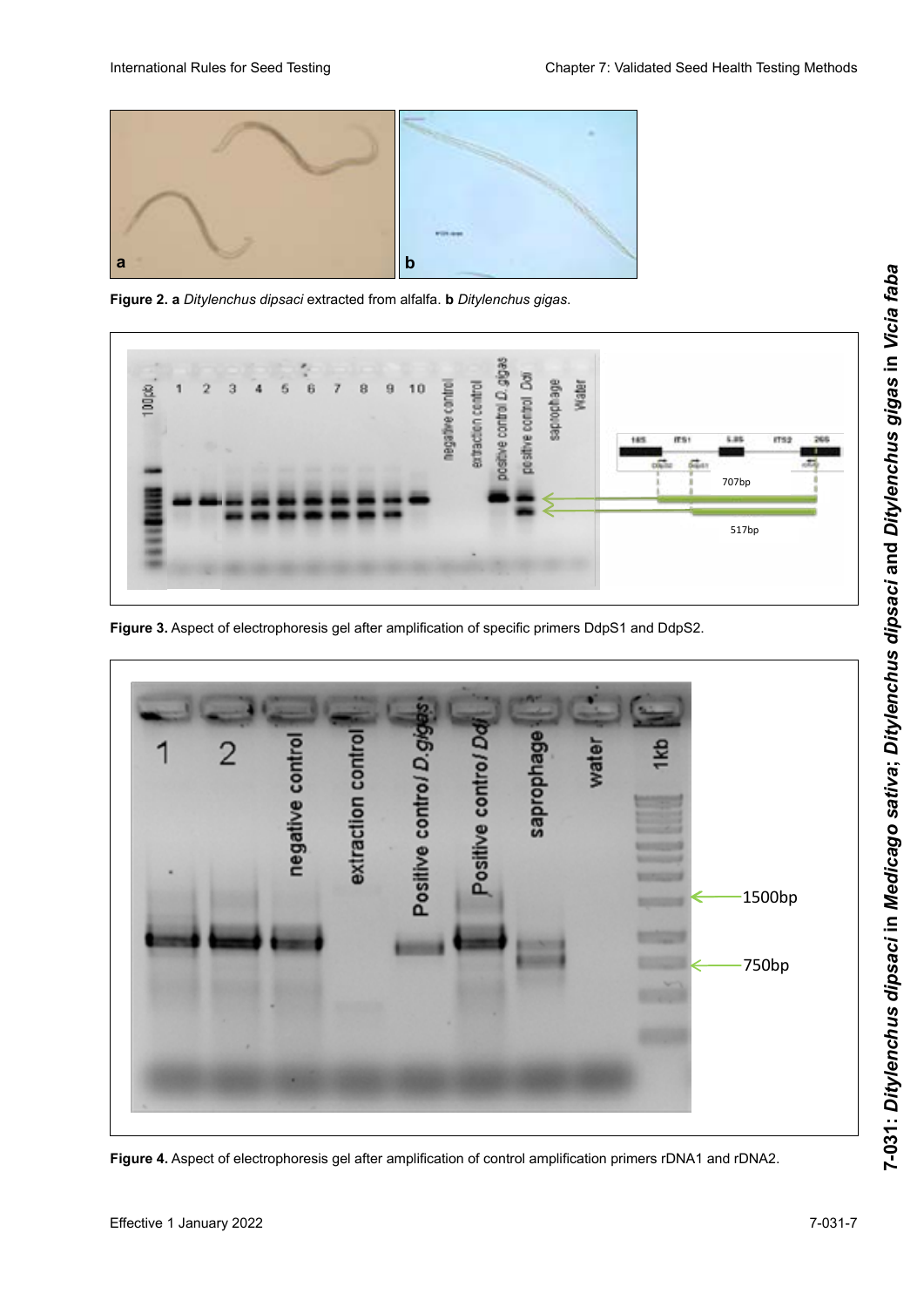**Figure 2. a** *Ditylenchus dipsaci* extracted from alfalfa. **b** *Ditylenchus gigas*.

**Figure 3.** Aspect of electrophoresis gel after amplification of specific primers DdpS1 and DdpS2.

**Figure 4.** Aspect of electrophoresis gel after amplification of control amplification primers rDNA1 and rDNA2.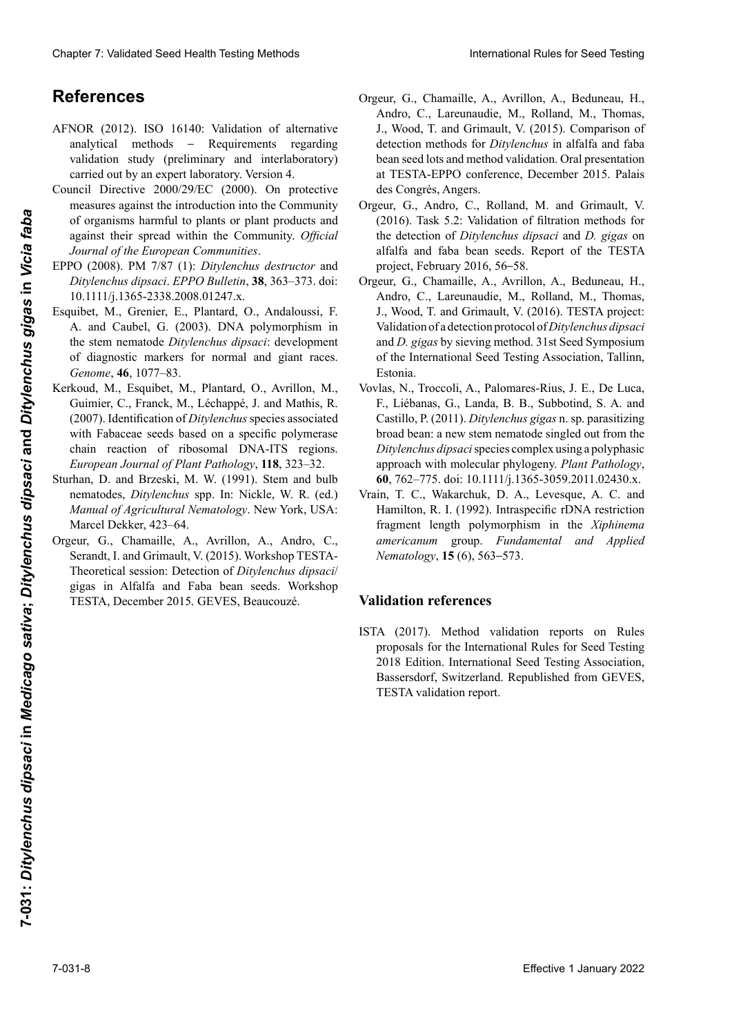# References

AFNOR (2012). ISO 16140: Validation of alternative analytical methods – Requirements regarding validation study (preliminary and interlaboratory) carried out by an expert laboratory. Version 4.

Council Directive 2000/29/EC (2000). On protective measures against the introduction into the Community of organisms harmful to plants or plant products and against their spread within the Community. *Official Journal of the European Communities*.

EPPO (2008). PM 7/87 (1): *Ditylenchus destructor* and *Ditylenchus dipsaci*. *EPPO Bulletin*, **38**, 363–373. doi: 10.1111/j.1365-2338.2008.01247.x.

Esquibet, M., Grenier, E., Plantard, O., Andaloussi, F. A. and Caubel, G. (2003). DNA polymorphism in the stem nematode *Ditylenchus dipsaci*: development of diagnostic markers for normal and giant races. *Genome*, **46**, 1077–83.

Kerkoud, M., Esquibet, M., Plantard, O., Avrillon, M., Guimier, C., Franck, M., Léchappé, J. and Mathis, R. (2007). Identification of *Ditylenchus* species associated with Fabaceae seeds based on a specific polymerase chain reaction of ribosomal DNA-ITS regions. *European Journal of Plant Pathology*, **118**, 323–32.

Sturhan, D. and Brzeski, M. W. (1991). Stem and bulb nematodes, *Ditylenchus* spp. In: Nickle, W. R. (ed.) *Manual of Agricultural Nematology*. New York, USA: Marcel Dekker, 423–64.

Orgeur, G., Chamaille, A., Avrillon, A., Andro, C., Serandt, I. and Grimault, V. (2015). Workshop TESTA-Theoretical session: Detection of *Ditylenchus dipsaci*/gigas in Alfalfa and Faba bean seeds. Workshop TESTA, December 2015. GEVES, Beaucouzé.

Orgeur, G., Chamaille, A., Avrillon, A., Beduneau, H., Andro, C., Lareunaudie, M., Rolland, M., Thomas, J., Wood, T. and Grimault, V. (2015). Comparison of detection methods for *Ditylenchus* in alfalfa and faba bean seed lots and method validation. Oral presentation at TESTA-EPPO conference, December 2015. Palais des Congrès, Angers.

Orgeur, G., Andro, C., Rolland, M. and Grimault, V. (2016). Task 5.2: Validation of filtration methods for the detection of *Ditylenchus dipsaci* and *D. gigas* on alfalfa and faba bean seeds. Report of the TESTA project, February 2016, 56–58.

Orgeur, G., Chamaille, A., Avrillon, A., Beduneau, H., Andro, C., Lareunaudie, M., Rolland, M., Thomas, J., Wood, T. and Grimault, V. (2016). TESTA project: Validation of a detection protocol of *Ditylenchus dipsaci* and *D. gigas* by sieving method. 31st Seed Symposium of the International Seed Testing Association, Tallinn, Estonia.

Vovlas, N., Troccoli, A., Palomares-Rius, J. E., De Luca, F., Liébanas, G., Landa, B. B., Subbotind, S. A. and Castillo, P. (2011). *Ditylenchus gigas* n. sp. parasitizing broad bean: a new stem nematode singled out from the *Ditylenchus dipsaci* species complex using a polyphasic approach with molecular phylogeny. *Plant Pathology*, **60**, 762–775. doi: 10.1111/j.1365-3059.2011.02430.x.

Vrain, T. C., Wakarchuk, D. A., Levesque, A. C. and Hamilton, R. I. (1992). Intraspecific rDNA restriction fragment length polymorphism in the *Xiphinema americanum* group. *Fundamental and Applied Nematology*, **15** (6), 563–573.

## Validation references

ISTA (2017). Method validation reports on Rules proposals for the International Rules for Seed Testing 2018 Edition. International Seed Testing Association, Bassersdorf, Switzerland. Republished from GEVES, TESTA validation report.